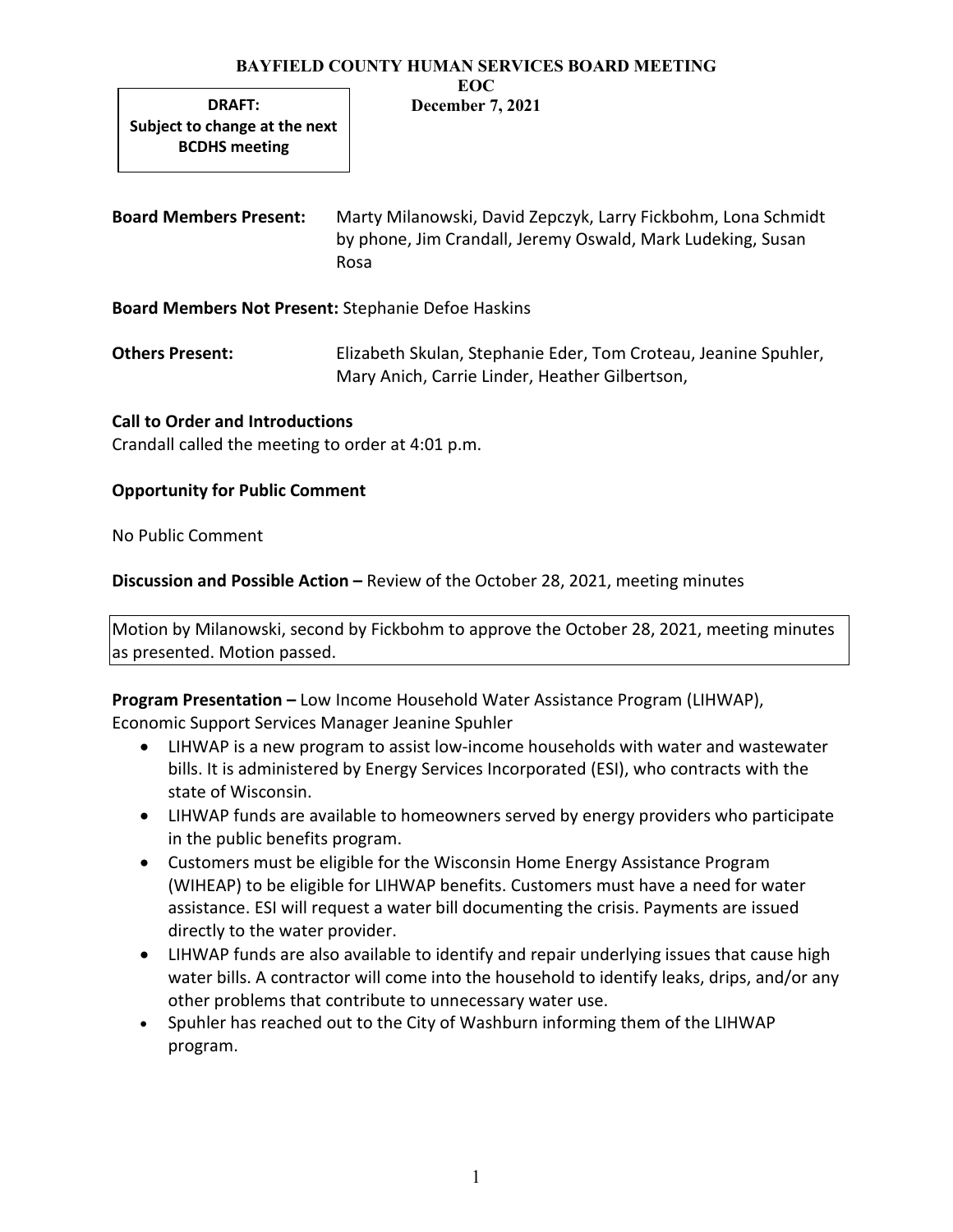# BAYFIELD COUNTY HUMAN SERVICES BOARD MEETING

**EOC**
**December 7, 2021**

**DRAFT:**
**Subject to change at the next BCDHS meeting**

**Board Members Present:** Marty Milanowski, David Zepczyk, Larry Fickbohm, Lona Schmidt by phone, Jim Crandall, Jeremy Oswald, Mark Ludeking, Susan Rosa

**Board Members Not Present:** Stephanie Defoe Haskins

**Others Present:** Elizabeth Skulan, Stephanie Eder, Tom Croteau, Jeanine Spuhler, Mary Anich, Carrie Linder, Heather Gilbertson,

**Call to Order and Introductions**

Crandall called the meeting to order at 4:01 p.m.

**Opportunity for Public Comment**

No Public Comment

**Discussion and Possible Action –** Review of the October 28, 2021, meeting minutes

Motion by Milanowski, second by Fickbohm to approve the October 28, 2021, meeting minutes as presented. Motion passed.

**Program Presentation –** Low Income Household Water Assistance Program (LIHWAP), Economic Support Services Manager Jeanine Spuhler

- LIHWAP is a new program to assist low-income households with water and wastewater bills. It is administered by Energy Services Incorporated (ESI), who contracts with the state of Wisconsin.
- LIHWAP funds are available to homeowners served by energy providers who participate in the public benefits program.
- Customers must be eligible for the Wisconsin Home Energy Assistance Program (WIHEAP) to be eligible for LIHWAP benefits. Customers must have a need for water assistance. ESI will request a water bill documenting the crisis. Payments are issued directly to the water provider.
- LIHWAP funds are also available to identify and repair underlying issues that cause high water bills. A contractor will come into the household to identify leaks, drips, and/or any other problems that contribute to unnecessary water use.
- Spuhler has reached out to the City of Washburn informing them of the LIHWAP program.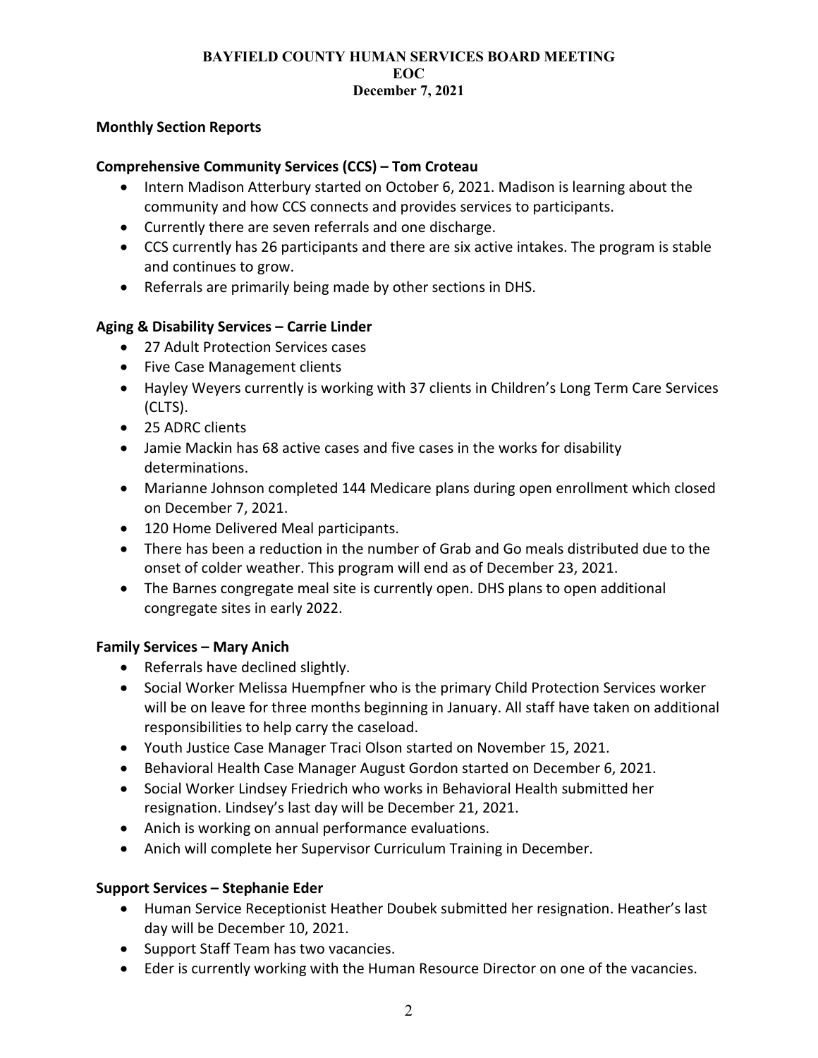**BAYFIELD COUNTY HUMAN SERVICES BOARD MEETING**
**EOC**
**December 7, 2021**

## Monthly Section Reports

### Comprehensive Community Services (CCS) – Tom Croteau

- Intern Madison Atterbury started on October 6, 2021. Madison is learning about the community and how CCS connects and provides services to participants.
- Currently there are seven referrals and one discharge.
- CCS currently has 26 participants and there are six active intakes. The program is stable and continues to grow.
- Referrals are primarily being made by other sections in DHS.

### Aging & Disability Services – Carrie Linder

- 27 Adult Protection Services cases
- Five Case Management clients
- Hayley Weyers currently is working with 37 clients in Children's Long Term Care Services (CLTS).
- 25 ADRC clients
- Jamie Mackin has 68 active cases and five cases in the works for disability determinations.
- Marianne Johnson completed 144 Medicare plans during open enrollment which closed on December 7, 2021.
- 120 Home Delivered Meal participants.
- There has been a reduction in the number of Grab and Go meals distributed due to the onset of colder weather. This program will end as of December 23, 2021.
- The Barnes congregate meal site is currently open. DHS plans to open additional congregate sites in early 2022.

### Family Services – Mary Anich

- Referrals have declined slightly.
- Social Worker Melissa Huempfner who is the primary Child Protection Services worker will be on leave for three months beginning in January. All staff have taken on additional responsibilities to help carry the caseload.
- Youth Justice Case Manager Traci Olson started on November 15, 2021.
- Behavioral Health Case Manager August Gordon started on December 6, 2021.
- Social Worker Lindsey Friedrich who works in Behavioral Health submitted her resignation. Lindsey's last day will be December 21, 2021.
- Anich is working on annual performance evaluations.
- Anich will complete her Supervisor Curriculum Training in December.

### Support Services – Stephanie Eder

- Human Service Receptionist Heather Doubek submitted her resignation. Heather's last day will be December 10, 2021.
- Support Staff Team has two vacancies.
- Eder is currently working with the Human Resource Director on one of the vacancies.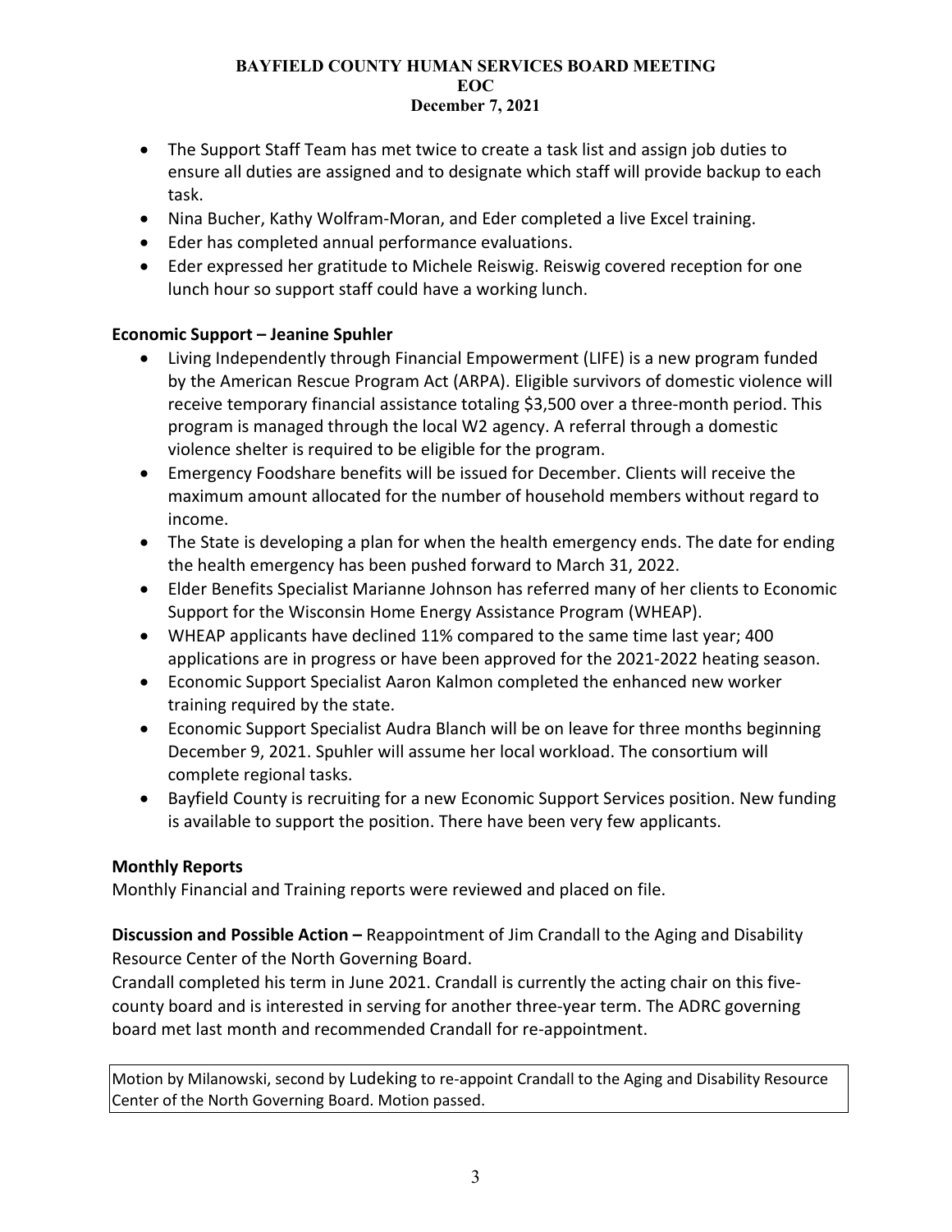- The Support Staff Team has met twice to create a task list and assign job duties to ensure all duties are assigned and to designate which staff will provide backup to each task.
- Nina Bucher, Kathy Wolfram-Moran, and Eder completed a live Excel training.
- Eder has completed annual performance evaluations.
- Eder expressed her gratitude to Michele Reiswig. Reiswig covered reception for one lunch hour so support staff could have a working lunch.

**Economic Support – Jeanine Spuhler**

- Living Independently through Financial Empowerment (LIFE) is a new program funded by the American Rescue Program Act (ARPA). Eligible survivors of domestic violence will receive temporary financial assistance totaling $3,500 over a three-month period. This program is managed through the local W2 agency. A referral through a domestic violence shelter is required to be eligible for the program.
- Emergency Foodshare benefits will be issued for December. Clients will receive the maximum amount allocated for the number of household members without regard to income.
- The State is developing a plan for when the health emergency ends. The date for ending the health emergency has been pushed forward to March 31, 2022.
- Elder Benefits Specialist Marianne Johnson has referred many of her clients to Economic Support for the Wisconsin Home Energy Assistance Program (WHEAP).
- WHEAP applicants have declined 11% compared to the same time last year; 400 applications are in progress or have been approved for the 2021-2022 heating season.
- Economic Support Specialist Aaron Kalmon completed the enhanced new worker training required by the state.
- Economic Support Specialist Audra Blanch will be on leave for three months beginning December 9, 2021. Spuhler will assume her local workload. The consortium will complete regional tasks.
- Bayfield County is recruiting for a new Economic Support Services position. New funding is available to support the position. There have been very few applicants.

**Monthly Reports**

Monthly Financial and Training reports were reviewed and placed on file.

**Discussion and Possible Action –** Reappointment of Jim Crandall to the Aging and Disability Resource Center of the North Governing Board.

Crandall completed his term in June 2021. Crandall is currently the acting chair on this five-county board and is interested in serving for another three-year term. The ADRC governing board met last month and recommended Crandall for re-appointment.

Motion by Milanowski, second by Ludeking to re-appoint Crandall to the Aging and Disability Resource Center of the North Governing Board. Motion passed.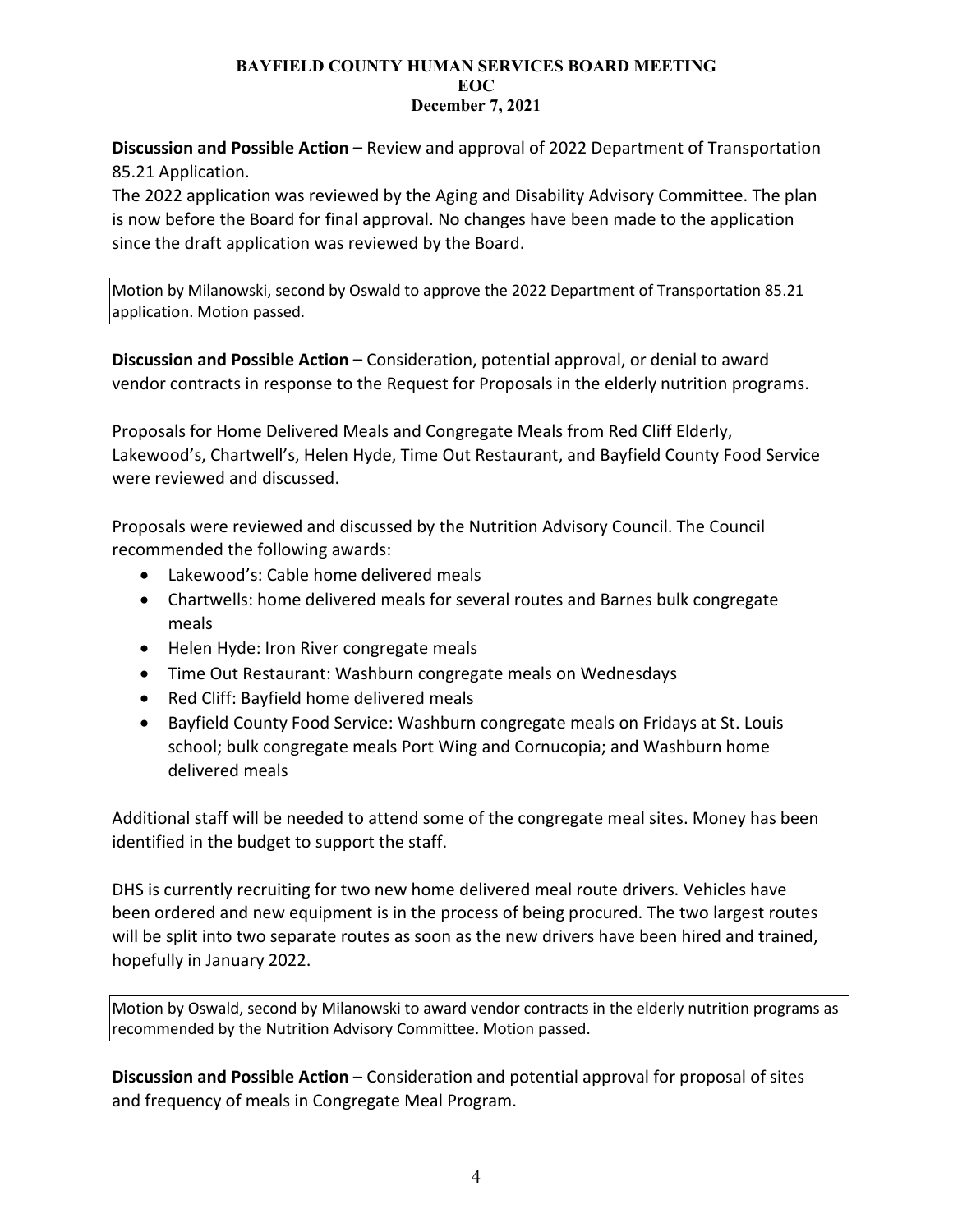**BAYFIELD COUNTY HUMAN SERVICES BOARD MEETING**
**EOC**
**December 7, 2021**

**Discussion and Possible Action –** Review and approval of 2022 Department of Transportation 85.21 Application.

The 2022 application was reviewed by the Aging and Disability Advisory Committee. The plan is now before the Board for final approval. No changes have been made to the application since the draft application was reviewed by the Board.

> Motion by Milanowski, second by Oswald to approve the 2022 Department of Transportation 85.21 application. Motion passed.

**Discussion and Possible Action –** Consideration, potential approval, or denial to award vendor contracts in response to the Request for Proposals in the elderly nutrition programs.

Proposals for Home Delivered Meals and Congregate Meals from Red Cliff Elderly, Lakewood's, Chartwell's, Helen Hyde, Time Out Restaurant, and Bayfield County Food Service were reviewed and discussed.

Proposals were reviewed and discussed by the Nutrition Advisory Council. The Council recommended the following awards:

- Lakewood's: Cable home delivered meals
- Chartwells: home delivered meals for several routes and Barnes bulk congregate meals
- Helen Hyde: Iron River congregate meals
- Time Out Restaurant: Washburn congregate meals on Wednesdays
- Red Cliff: Bayfield home delivered meals
- Bayfield County Food Service: Washburn congregate meals on Fridays at St. Louis school; bulk congregate meals Port Wing and Cornucopia; and Washburn home delivered meals

Additional staff will be needed to attend some of the congregate meal sites. Money has been identified in the budget to support the staff.

DHS is currently recruiting for two new home delivered meal route drivers. Vehicles have been ordered and new equipment is in the process of being procured. The two largest routes will be split into two separate routes as soon as the new drivers have been hired and trained, hopefully in January 2022.

> Motion by Oswald, second by Milanowski to award vendor contracts in the elderly nutrition programs as recommended by the Nutrition Advisory Committee. Motion passed.

**Discussion and Possible Action** – Consideration and potential approval for proposal of sites and frequency of meals in Congregate Meal Program.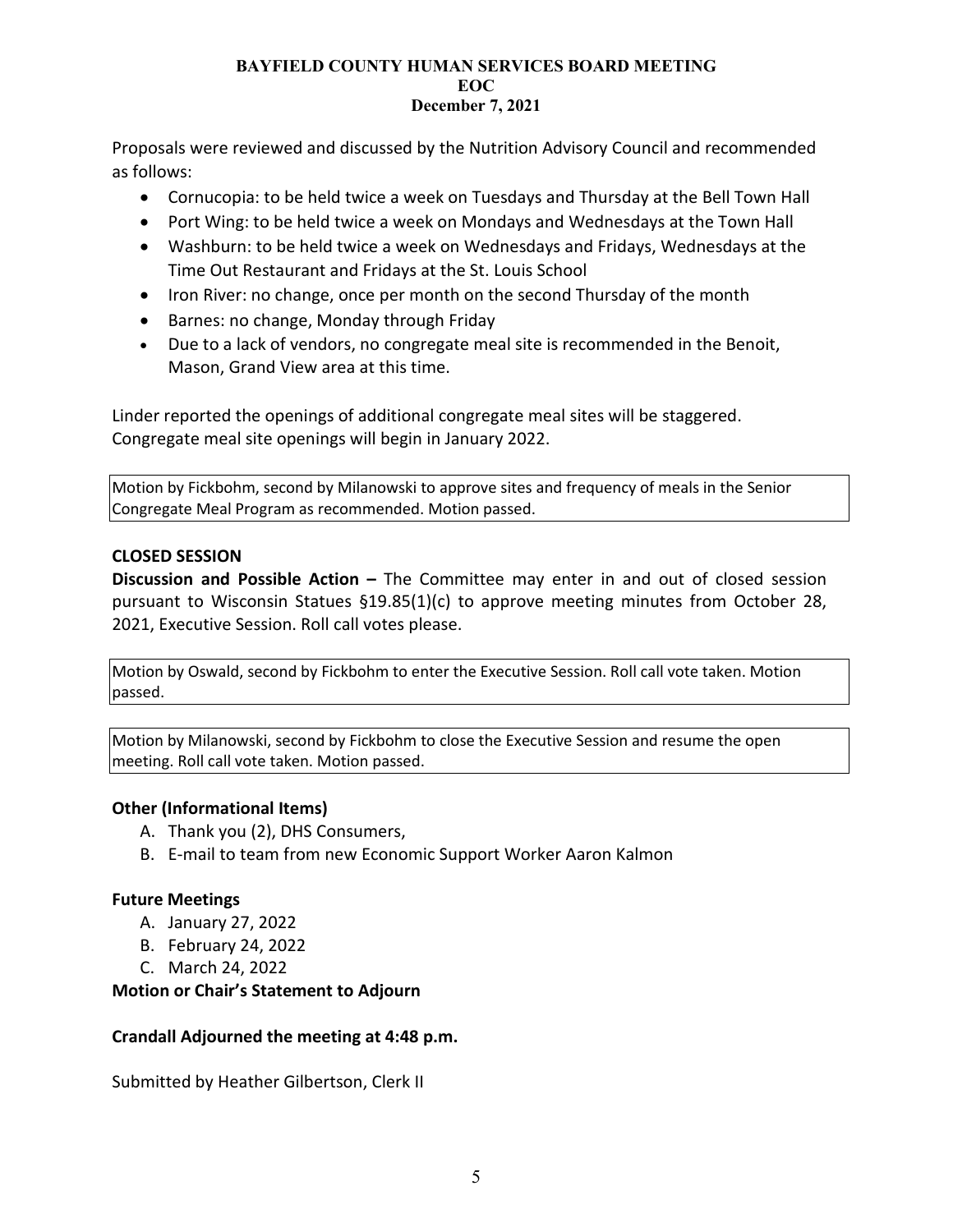Proposals were reviewed and discussed by the Nutrition Advisory Council and recommended as follows:

- Cornucopia: to be held twice a week on Tuesdays and Thursday at the Bell Town Hall
- Port Wing: to be held twice a week on Mondays and Wednesdays at the Town Hall
- Washburn: to be held twice a week on Wednesdays and Fridays, Wednesdays at the Time Out Restaurant and Fridays at the St. Louis School
- Iron River: no change, once per month on the second Thursday of the month
- Barnes: no change, Monday through Friday
- Due to a lack of vendors, no congregate meal site is recommended in the Benoit, Mason, Grand View area at this time.

Linder reported the openings of additional congregate meal sites will be staggered. Congregate meal site openings will begin in January 2022.

Motion by Fickbohm, second by Milanowski to approve sites and frequency of meals in the Senior Congregate Meal Program as recommended. Motion passed.

**CLOSED SESSION**

**Discussion and Possible Action –** The Committee may enter in and out of closed session pursuant to Wisconsin Statues §19.85(1)(c) to approve meeting minutes from October 28, 2021, Executive Session. Roll call votes please.

Motion by Oswald, second by Fickbohm to enter the Executive Session. Roll call vote taken. Motion passed.

Motion by Milanowski, second by Fickbohm to close the Executive Session and resume the open meeting. Roll call vote taken. Motion passed.

**Other (Informational Items)**

A. Thank you (2), DHS Consumers,
B. E-mail to team from new Economic Support Worker Aaron Kalmon

**Future Meetings**

A. January 27, 2022
B. February 24, 2022
C. March 24, 2022

**Motion or Chair's Statement to Adjourn**

**Crandall Adjourned the meeting at 4:48 p.m.**

Submitted by Heather Gilbertson, Clerk II